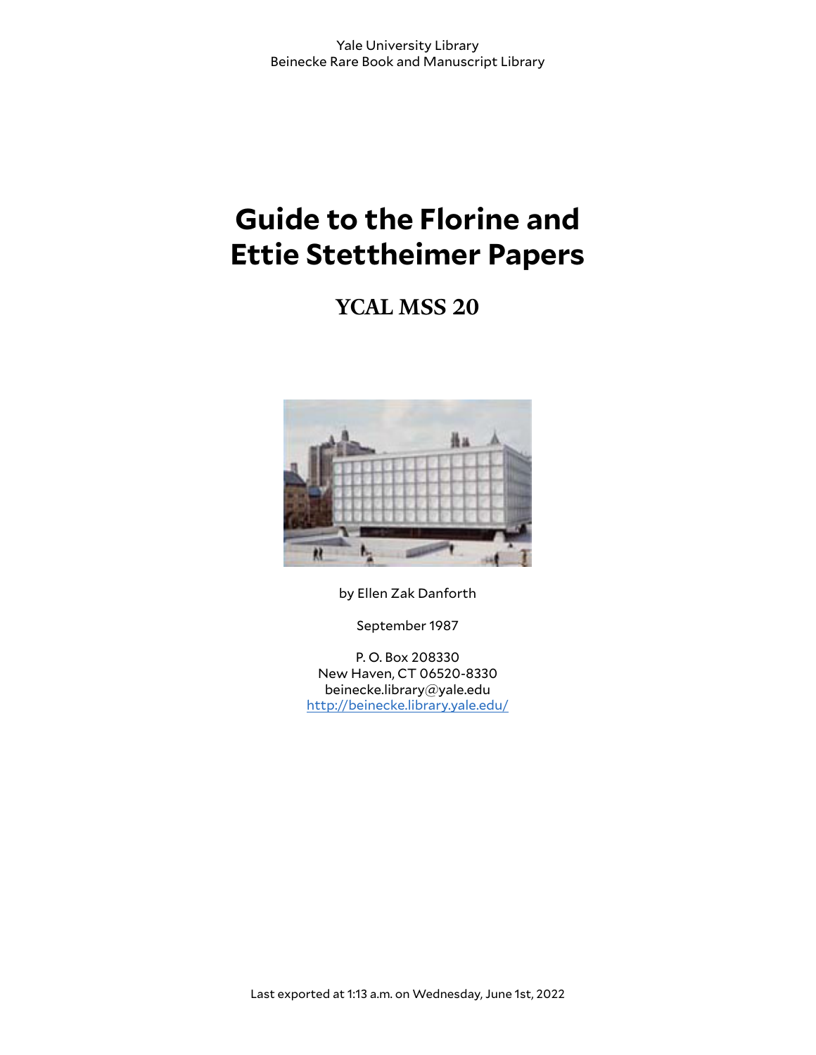Yale University Library
Beinecke Rare Book and Manuscript Library

# Guide to the Florine and Ettie Stettheimer Papers

## YCAL MSS 20

by Ellen Zak Danforth

September 1987

P. O. Box 208330
New Haven, CT 06520-8330
beinecke.library@yale.edu
http://beinecke.library.yale.edu/

Last exported at 1:13 a.m. on Wednesday, June 1st, 2022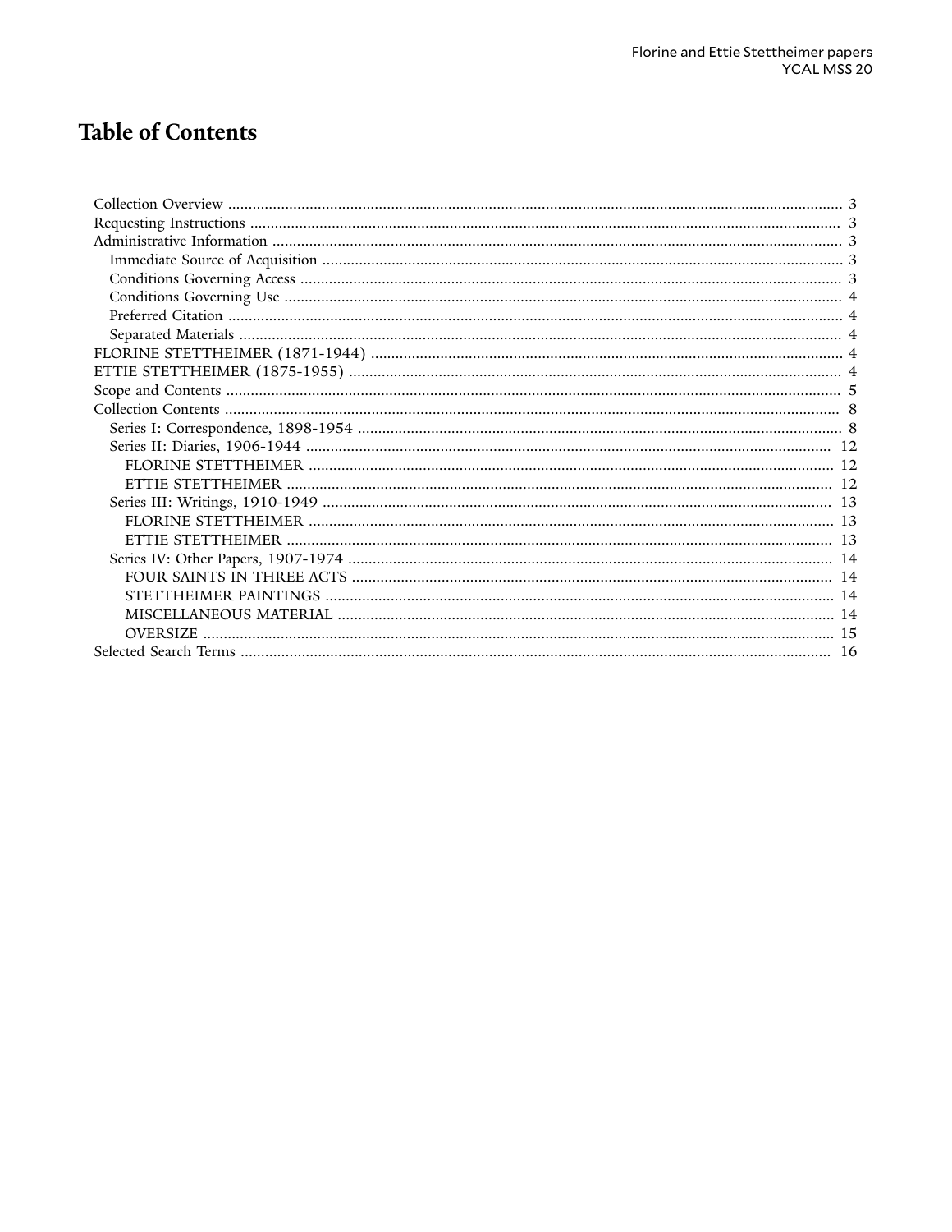# Table of Contents

- Collection Overview ... 3
- Requesting Instructions ... 3
- Administrative Information ... 3
  - Immediate Source of Acquisition ... 3
  - Conditions Governing Access ... 3
  - Conditions Governing Use ... 4
  - Preferred Citation ... 4
  - Separated Materials ... 4
- FLORINE STETTHEIMER (1871-1944) ... 4
- ETTIE STETTHEIMER (1875-1955) ... 4
- Scope and Contents ... 5
- Collection Contents ... 8
  - Series I: Correspondence, 1898-1954 ... 8
  - Series II: Diaries, 1906-1944 ... 12
    - FLORINE STETTHEIMER ... 12
    - ETTIE STETTHEIMER ... 12
  - Series III: Writings, 1910-1949 ... 13
    - FLORINE STETTHEIMER ... 13
    - ETTIE STETTHEIMER ... 13
  - Series IV: Other Papers, 1907-1974 ... 14
    - FOUR SAINTS IN THREE ACTS ... 14
    - STETTHEIMER PAINTINGS ... 14
    - MISCELLANEOUS MATERIAL ... 14
    - OVERSIZE ... 15
- Selected Search Terms ... 16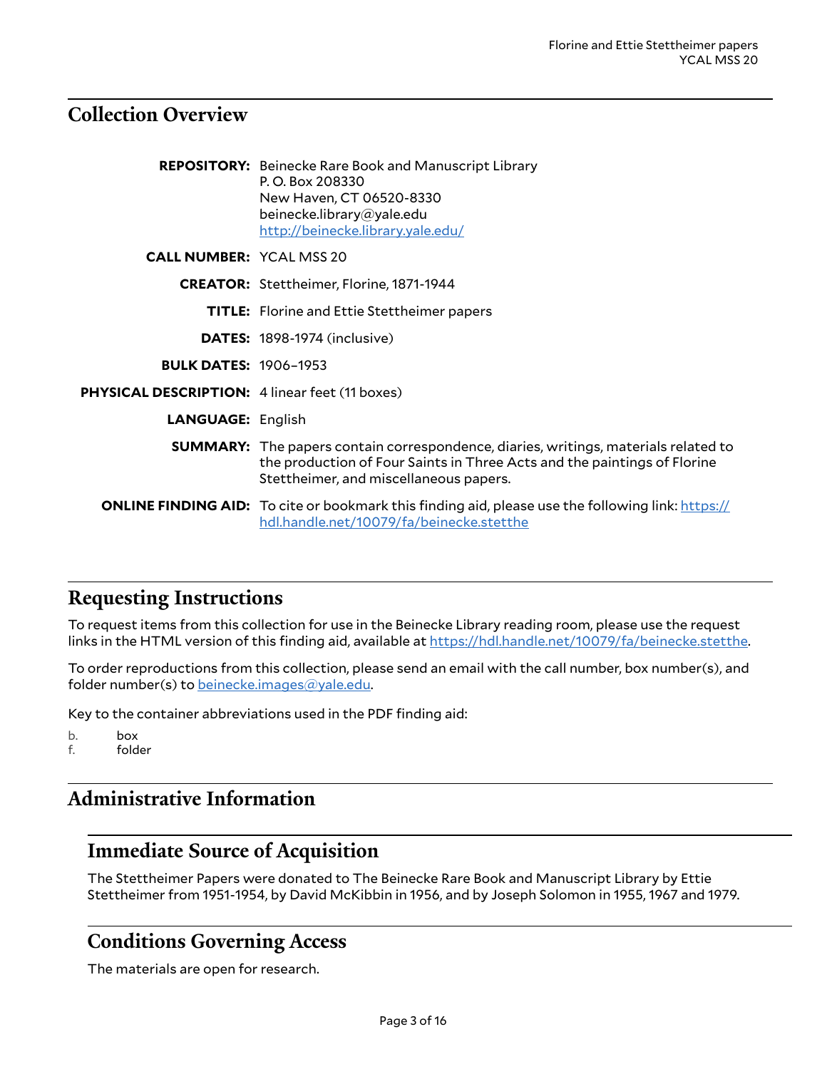## Collection Overview

**REPOSITORY:** Beinecke Rare Book and Manuscript Library
P. O. Box 208330
New Haven, CT 06520-8330
beinecke.library@yale.edu
http://beinecke.library.yale.edu/

**CALL NUMBER:** YCAL MSS 20

**CREATOR:** Stettheimer, Florine, 1871-1944

**TITLE:** Florine and Ettie Stettheimer papers

**DATES:** 1898-1974 (inclusive)

**BULK DATES:** 1906–1953

**PHYSICAL DESCRIPTION:** 4 linear feet (11 boxes)

**LANGUAGE:** English

**SUMMARY:** The papers contain correspondence, diaries, writings, materials related to the production of Four Saints in Three Acts and the paintings of Florine Stettheimer, and miscellaneous papers.

**ONLINE FINDING AID:** To cite or bookmark this finding aid, please use the following link: https://hdl.handle.net/10079/fa/beinecke.stetthe

## Requesting Instructions

To request items from this collection for use in the Beinecke Library reading room, please use the request links in the HTML version of this finding aid, available at https://hdl.handle.net/10079/fa/beinecke.stetthe.

To order reproductions from this collection, please send an email with the call number, box number(s), and folder number(s) to beinecke.images@yale.edu.

Key to the container abbreviations used in the PDF finding aid:

b. box
f. folder

## Administrative Information

### Immediate Source of Acquisition

The Stettheimer Papers were donated to The Beinecke Rare Book and Manuscript Library by Ettie Stettheimer from 1951-1954, by David McKibbin in 1956, and by Joseph Solomon in 1955, 1967 and 1979.

### Conditions Governing Access

The materials are open for research.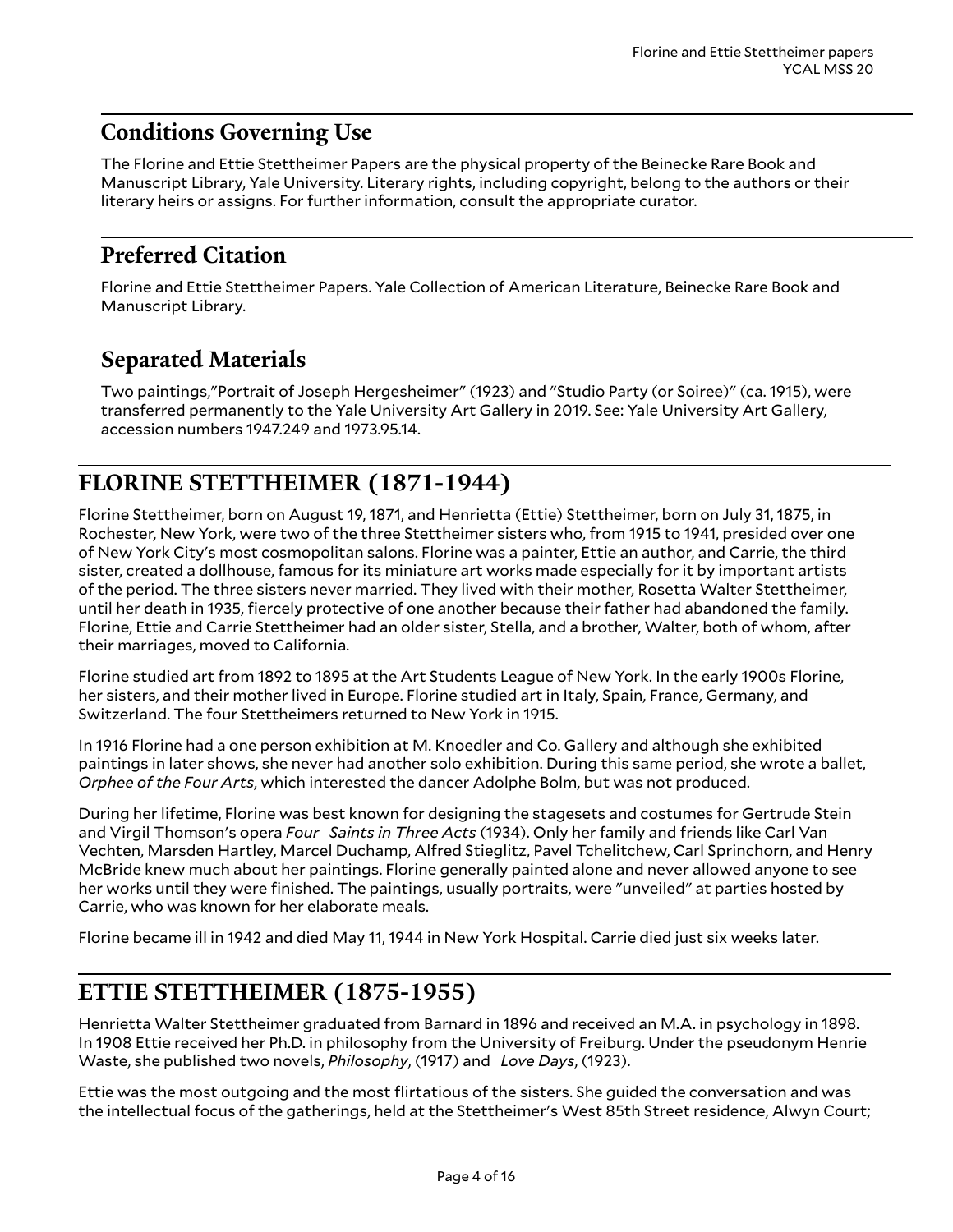## Conditions Governing Use

The Florine and Ettie Stettheimer Papers are the physical property of the Beinecke Rare Book and Manuscript Library, Yale University. Literary rights, including copyright, belong to the authors or their literary heirs or assigns. For further information, consult the appropriate curator.

## Preferred Citation

Florine and Ettie Stettheimer Papers. Yale Collection of American Literature, Beinecke Rare Book and Manuscript Library.

## Separated Materials

Two paintings,"Portrait of Joseph Hergesheimer" (1923) and "Studio Party (or Soiree)" (ca. 1915), were transferred permanently to the Yale University Art Gallery in 2019. See: Yale University Art Gallery, accession numbers 1947.249 and 1973.95.14.

# FLORINE STETTHEIMER (1871-1944)

Florine Stettheimer, born on August 19, 1871, and Henrietta (Ettie) Stettheimer, born on July 31, 1875, in Rochester, New York, were two of the three Stettheimer sisters who, from 1915 to 1941, presided over one of New York City's most cosmopolitan salons. Florine was a painter, Ettie an author, and Carrie, the third sister, created a dollhouse, famous for its miniature art works made especially for it by important artists of the period. The three sisters never married. They lived with their mother, Rosetta Walter Stettheimer, until her death in 1935, fiercely protective of one another because their father had abandoned the family. Florine, Ettie and Carrie Stettheimer had an older sister, Stella, and a brother, Walter, both of whom, after their marriages, moved to California.

Florine studied art from 1892 to 1895 at the Art Students League of New York. In the early 1900s Florine, her sisters, and their mother lived in Europe. Florine studied art in Italy, Spain, France, Germany, and Switzerland. The four Stettheimers returned to New York in 1915.

In 1916 Florine had a one person exhibition at M. Knoedler and Co. Gallery and although she exhibited paintings in later shows, she never had another solo exhibition. During this same period, she wrote a ballet, *Orphee of the Four Arts*, which interested the dancer Adolphe Bolm, but was not produced.

During her lifetime, Florine was best known for designing the stagesets and costumes for Gertrude Stein and Virgil Thomson's opera *Four Saints in Three Acts* (1934). Only her family and friends like Carl Van Vechten, Marsden Hartley, Marcel Duchamp, Alfred Stieglitz, Pavel Tchelitchew, Carl Sprinchorn, and Henry McBride knew much about her paintings. Florine generally painted alone and never allowed anyone to see her works until they were finished. The paintings, usually portraits, were "unveiled" at parties hosted by Carrie, who was known for her elaborate meals.

Florine became ill in 1942 and died May 11, 1944 in New York Hospital. Carrie died just six weeks later.

# ETTIE STETTHEIMER (1875-1955)

Henrietta Walter Stettheimer graduated from Barnard in 1896 and received an M.A. in psychology in 1898. In 1908 Ettie received her Ph.D. in philosophy from the University of Freiburg. Under the pseudonym Henrie Waste, she published two novels, *Philosophy*, (1917) and *Love Days*, (1923).

Ettie was the most outgoing and the most flirtatious of the sisters. She guided the conversation and was the intellectual focus of the gatherings, held at the Stettheimer's West 85th Street residence, Alwyn Court;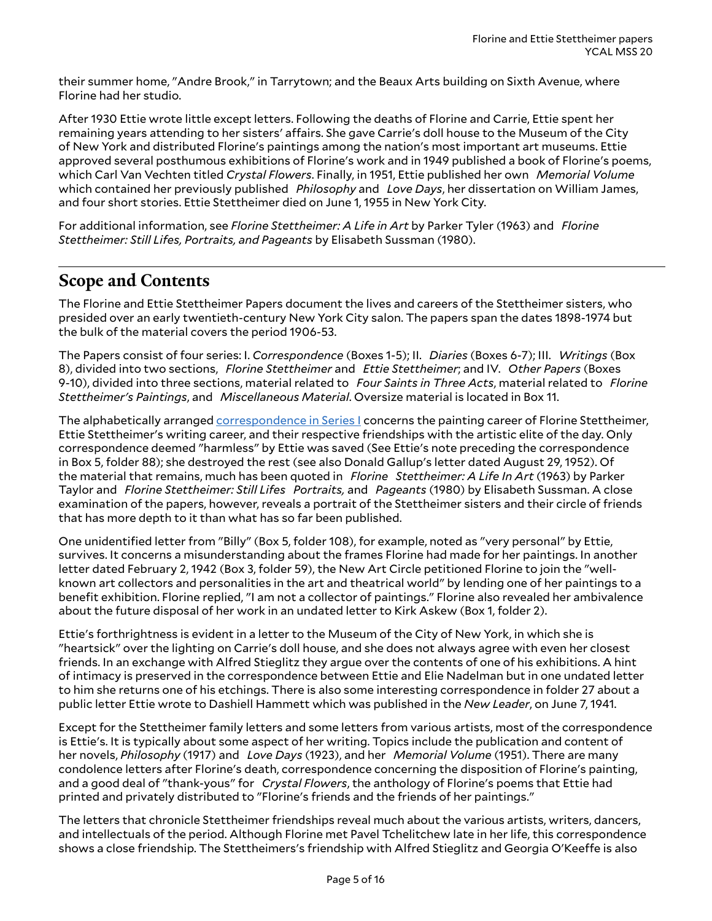their summer home, "Andre Brook," in Tarrytown; and the Beaux Arts building on Sixth Avenue, where Florine had her studio.

After 1930 Ettie wrote little except letters. Following the deaths of Florine and Carrie, Ettie spent her remaining years attending to her sisters' affairs. She gave Carrie's doll house to the Museum of the City of New York and distributed Florine's paintings among the nation's most important art museums. Ettie approved several posthumous exhibitions of Florine's work and in 1949 published a book of Florine's poems, which Carl Van Vechten titled *Crystal Flowers*. Finally, in 1951, Ettie published her own *Memorial Volume* which contained her previously published *Philosophy* and *Love Days*, her dissertation on William James, and four short stories. Ettie Stettheimer died on June 1, 1955 in New York City.

For additional information, see *Florine Stettheimer: A Life in Art* by Parker Tyler (1963) and *Florine Stettheimer: Still Lifes, Portraits, and Pageants* by Elisabeth Sussman (1980).

## Scope and Contents

The Florine and Ettie Stettheimer Papers document the lives and careers of the Stettheimer sisters, who presided over an early twentieth-century New York City salon. The papers span the dates 1898-1974 but the bulk of the material covers the period 1906-53.

The Papers consist of four series: I. *Correspondence* (Boxes 1-5); II. *Diaries* (Boxes 6-7); III. *Writings* (Box 8), divided into two sections, *Florine Stettheimer* and *Ettie Stettheimer*; and IV. *Other Papers* (Boxes 9-10), divided into three sections, material related to *Four Saints in Three Acts*, material related to *Florine Stettheimer's Paintings*, and *Miscellaneous Material*. Oversize material is located in Box 11.

The alphabetically arranged correspondence in Series I concerns the painting career of Florine Stettheimer, Ettie Stettheimer's writing career, and their respective friendships with the artistic elite of the day. Only correspondence deemed "harmless" by Ettie was saved (See Ettie's note preceding the correspondence in Box 5, folder 88); she destroyed the rest (see also Donald Gallup's letter dated August 29, 1952). Of the material that remains, much has been quoted in *Florine Stettheimer: A Life In Art* (1963) by Parker Taylor and *Florine Stettheimer: Still Lifes Portraits,* and *Pageants* (1980) by Elisabeth Sussman. A close examination of the papers, however, reveals a portrait of the Stettheimer sisters and their circle of friends that has more depth to it than what has so far been published.

One unidentified letter from "Billy" (Box 5, folder 108), for example, noted as "very personal" by Ettie, survives. It concerns a misunderstanding about the frames Florine had made for her paintings. In another letter dated February 2, 1942 (Box 3, folder 59), the New Art Circle petitioned Florine to join the "well-known art collectors and personalities in the art and theatrical world" by lending one of her paintings to a benefit exhibition. Florine replied, "I am not a collector of paintings." Florine also revealed her ambivalence about the future disposal of her work in an undated letter to Kirk Askew (Box 1, folder 2).

Ettie's forthrightness is evident in a letter to the Museum of the City of New York, in which she is "heartsick" over the lighting on Carrie's doll house, and she does not always agree with even her closest friends. In an exchange with Alfred Stieglitz they argue over the contents of one of his exhibitions. A hint of intimacy is preserved in the correspondence between Ettie and Elie Nadelman but in one undated letter to him she returns one of his etchings. There is also some interesting correspondence in folder 27 about a public letter Ettie wrote to Dashiell Hammett which was published in the *New Leader*, on June 7, 1941.

Except for the Stettheimer family letters and some letters from various artists, most of the correspondence is Ettie's. It is typically about some aspect of her writing. Topics include the publication and content of her novels, *Philosophy* (1917) and *Love Days* (1923), and her *Memorial Volume* (1951). There are many condolence letters after Florine's death, correspondence concerning the disposition of Florine's painting, and a good deal of "thank-yous" for *Crystal Flowers*, the anthology of Florine's poems that Ettie had printed and privately distributed to "Florine's friends and the friends of her paintings."

The letters that chronicle Stettheimer friendships reveal much about the various artists, writers, dancers, and intellectuals of the period. Although Florine met Pavel Tchelitchew late in her life, this correspondence shows a close friendship. The Stettheimers's friendship with Alfred Stieglitz and Georgia O'Keeffe is also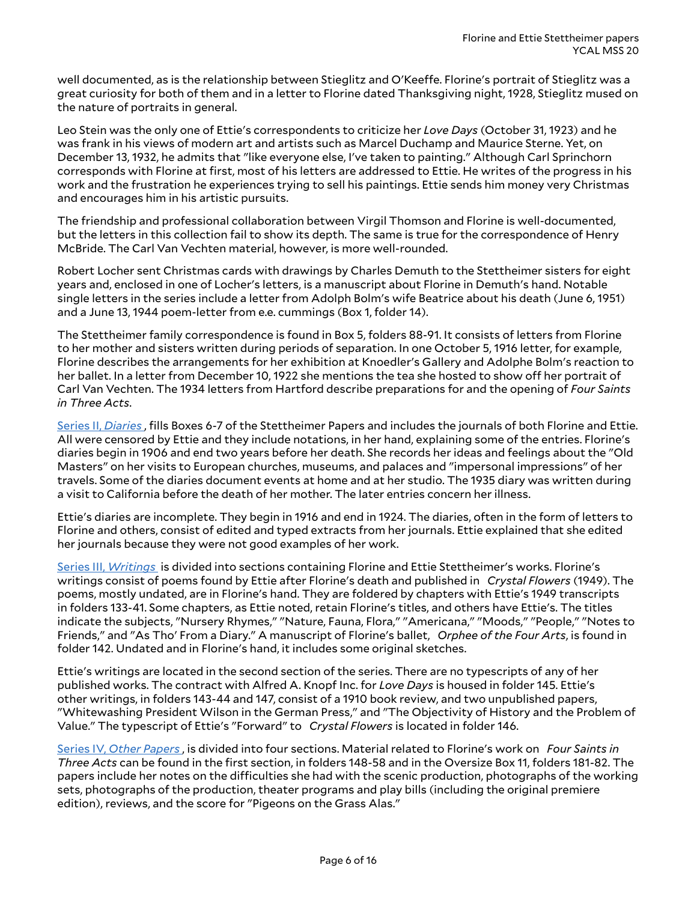well documented, as is the relationship between Stieglitz and O'Keeffe. Florine's portrait of Stieglitz was a great curiosity for both of them and in a letter to Florine dated Thanksgiving night, 1928, Stieglitz mused on the nature of portraits in general.

Leo Stein was the only one of Ettie's correspondents to criticize her *Love Days* (October 31, 1923) and he was frank in his views of modern art and artists such as Marcel Duchamp and Maurice Sterne. Yet, on December 13, 1932, he admits that "like everyone else, I've taken to painting." Although Carl Sprinchorn corresponds with Florine at first, most of his letters are addressed to Ettie. He writes of the progress in his work and the frustration he experiences trying to sell his paintings. Ettie sends him money very Christmas and encourages him in his artistic pursuits.

The friendship and professional collaboration between Virgil Thomson and Florine is well-documented, but the letters in this collection fail to show its depth. The same is true for the correspondence of Henry McBride. The Carl Van Vechten material, however, is more well-rounded.

Robert Locher sent Christmas cards with drawings by Charles Demuth to the Stettheimer sisters for eight years and, enclosed in one of Locher's letters, is a manuscript about Florine in Demuth's hand. Notable single letters in the series include a letter from Adolph Bolm's wife Beatrice about his death (June 6, 1951) and a June 13, 1944 poem-letter from e.e. cummings (Box 1, folder 14).

The Stettheimer family correspondence is found in Box 5, folders 88-91. It consists of letters from Florine to her mother and sisters written during periods of separation. In one October 5, 1916 letter, for example, Florine describes the arrangements for her exhibition at Knoedler's Gallery and Adolphe Bolm's reaction to her ballet. In a letter from December 10, 1922 she mentions the tea she hosted to show off her portrait of Carl Van Vechten. The 1934 letters from Hartford describe preparations for and the opening of *Four Saints in Three Acts*.

Series II, *Diaries* , fills Boxes 6-7 of the Stettheimer Papers and includes the journals of both Florine and Ettie. All were censored by Ettie and they include notations, in her hand, explaining some of the entries. Florine's diaries begin in 1906 and end two years before her death. She records her ideas and feelings about the "Old Masters" on her visits to European churches, museums, and palaces and "impersonal impressions" of her travels. Some of the diaries document events at home and at her studio. The 1935 diary was written during a visit to California before the death of her mother. The later entries concern her illness.

Ettie's diaries are incomplete. They begin in 1916 and end in 1924. The diaries, often in the form of letters to Florine and others, consist of edited and typed extracts from her journals. Ettie explained that she edited her journals because they were not good examples of her work.

Series III, *Writings* is divided into sections containing Florine and Ettie Stettheimer's works. Florine's writings consist of poems found by Ettie after Florine's death and published in *Crystal Flowers* (1949). The poems, mostly undated, are in Florine's hand. They are foldered by chapters with Ettie's 1949 transcripts in folders 133-41. Some chapters, as Ettie noted, retain Florine's titles, and others have Ettie's. The titles indicate the subjects, "Nursery Rhymes," "Nature, Fauna, Flora," "Americana," "Moods," "People," "Notes to Friends," and "As Tho' From a Diary." A manuscript of Florine's ballet, *Orphee of the Four Arts*, is found in folder 142. Undated and in Florine's hand, it includes some original sketches.

Ettie's writings are located in the second section of the series. There are no typescripts of any of her published works. The contract with Alfred A. Knopf Inc. for *Love Days* is housed in folder 145. Ettie's other writings, in folders 143-44 and 147, consist of a 1910 book review, and two unpublished papers, "Whitewashing President Wilson in the German Press," and "The Objectivity of History and the Problem of Value." The typescript of Ettie's "Forward" to *Crystal Flowers* is located in folder 146.

Series IV, *Other Papers* , is divided into four sections. Material related to Florine's work on *Four Saints in Three Acts* can be found in the first section, in folders 148-58 and in the Oversize Box 11, folders 181-82. The papers include her notes on the difficulties she had with the scenic production, photographs of the working sets, photographs of the production, theater programs and play bills (including the original premiere edition), reviews, and the score for "Pigeons on the Grass Alas."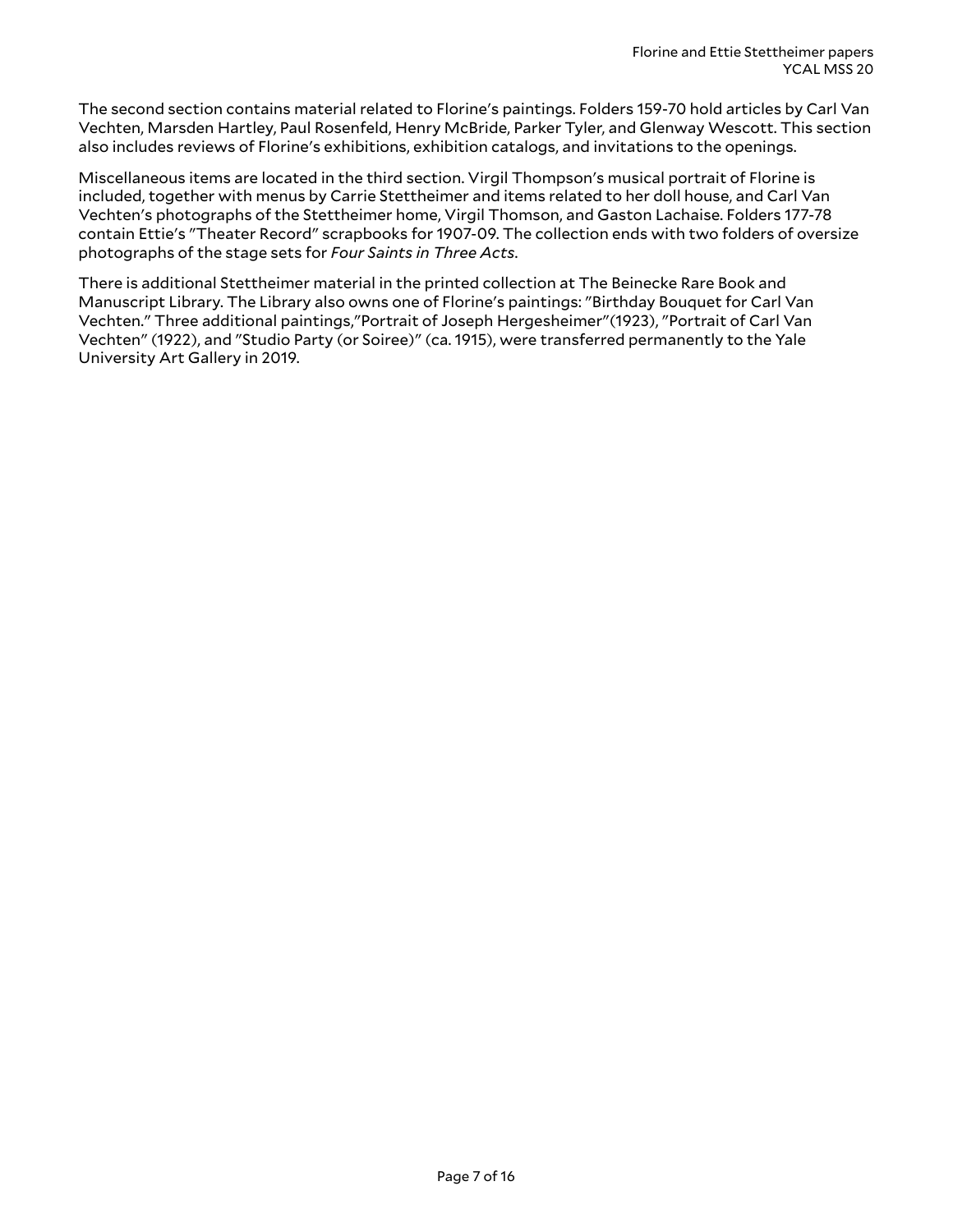The second section contains material related to Florine's paintings. Folders 159-70 hold articles by Carl Van Vechten, Marsden Hartley, Paul Rosenfeld, Henry McBride, Parker Tyler, and Glenway Wescott. This section also includes reviews of Florine's exhibitions, exhibition catalogs, and invitations to the openings.

Miscellaneous items are located in the third section. Virgil Thompson's musical portrait of Florine is included, together with menus by Carrie Stettheimer and items related to her doll house, and Carl Van Vechten's photographs of the Stettheimer home, Virgil Thomson, and Gaston Lachaise. Folders 177-78 contain Ettie's "Theater Record" scrapbooks for 1907-09. The collection ends with two folders of oversize photographs of the stage sets for *Four Saints in Three Acts*.

There is additional Stettheimer material in the printed collection at The Beinecke Rare Book and Manuscript Library. The Library also owns one of Florine's paintings: "Birthday Bouquet for Carl Van Vechten." Three additional paintings,"Portrait of Joseph Hergesheimer"(1923), "Portrait of Carl Van Vechten" (1922), and "Studio Party (or Soiree)" (ca. 1915), were transferred permanently to the Yale University Art Gallery in 2019.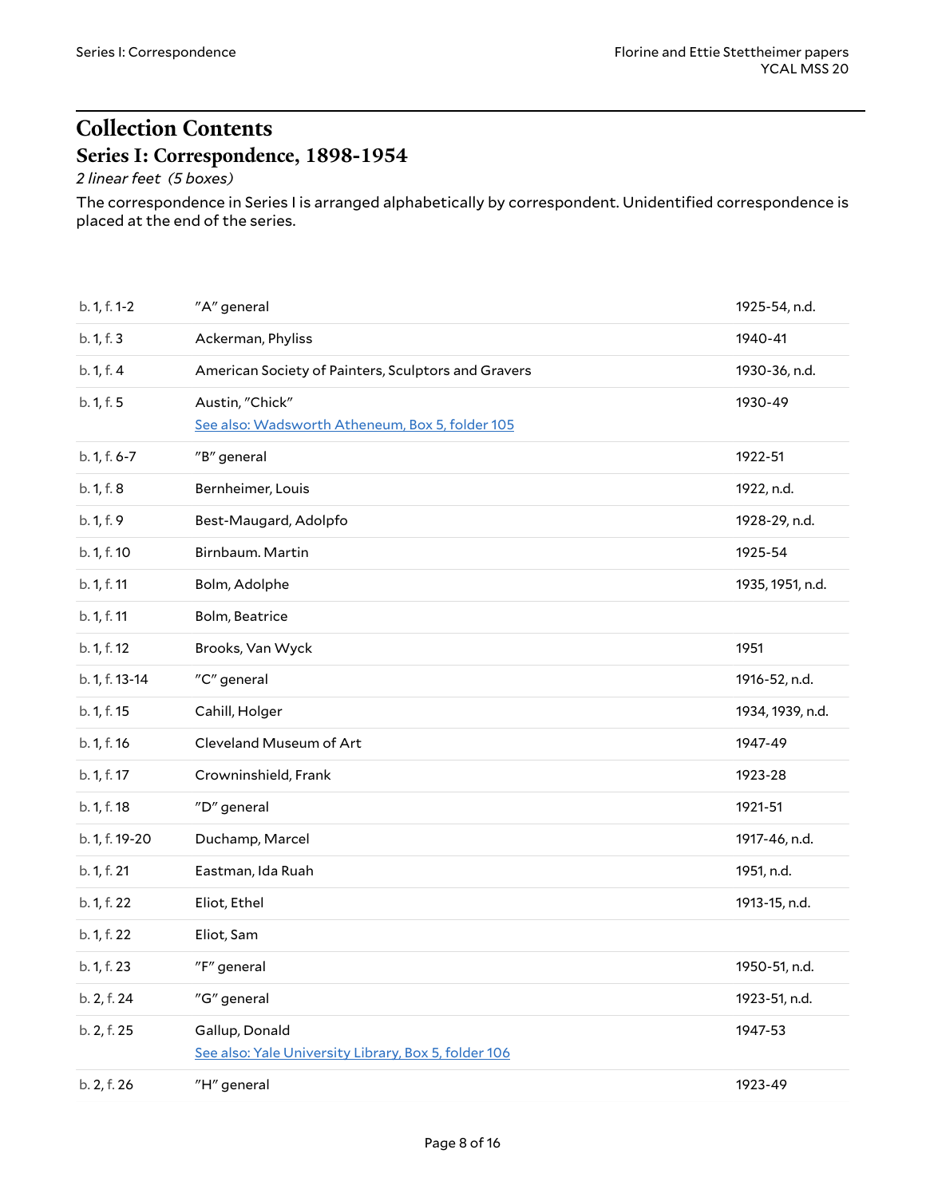# Collection Contents

## Series I: Correspondence, 1898-1954

*2 linear feet (5 boxes)*

The correspondence in Series I is arranged alphabetically by correspondent. Unidentified correspondence is placed at the end of the series.

| | | |
|---|---|---|
| b. 1, f. 1-2 | "A" general | 1925-54, n.d. |
| b. 1, f. 3 | Ackerman, Phyliss | 1940-41 |
| b. 1, f. 4 | American Society of Painters, Sculptors and Gravers | 1930-36, n.d. |
| b. 1, f. 5 | Austin, "Chick"<br>See also: Wadsworth Atheneum, Box 5, folder 105 | 1930-49 |
| b. 1, f. 6-7 | "B" general | 1922-51 |
| b. 1, f. 8 | Bernheimer, Louis | 1922, n.d. |
| b. 1, f. 9 | Best-Maugard, Adolpfo | 1928-29, n.d. |
| b. 1, f. 10 | Birnbaum. Martin | 1925-54 |
| b. 1, f. 11 | Bolm, Adolphe | 1935, 1951, n.d. |
| b. 1, f. 11 | Bolm, Beatrice | |
| b. 1, f. 12 | Brooks, Van Wyck | 1951 |
| b. 1, f. 13-14 | "C" general | 1916-52, n.d. |
| b. 1, f. 15 | Cahill, Holger | 1934, 1939, n.d. |
| b. 1, f. 16 | Cleveland Museum of Art | 1947-49 |
| b. 1, f. 17 | Crowninshield, Frank | 1923-28 |
| b. 1, f. 18 | "D" general | 1921-51 |
| b. 1, f. 19-20 | Duchamp, Marcel | 1917-46, n.d. |
| b. 1, f. 21 | Eastman, Ida Ruah | 1951, n.d. |
| b. 1, f. 22 | Eliot, Ethel | 1913-15, n.d. |
| b. 1, f. 22 | Eliot, Sam | |
| b. 1, f. 23 | "F" general | 1950-51, n.d. |
| b. 2, f. 24 | "G" general | 1923-51, n.d. |
| b. 2, f. 25 | Gallup, Donald<br>See also: Yale University Library, Box 5, folder 106 | 1947-53 |
| b. 2, f. 26 | "H" general | 1923-49 |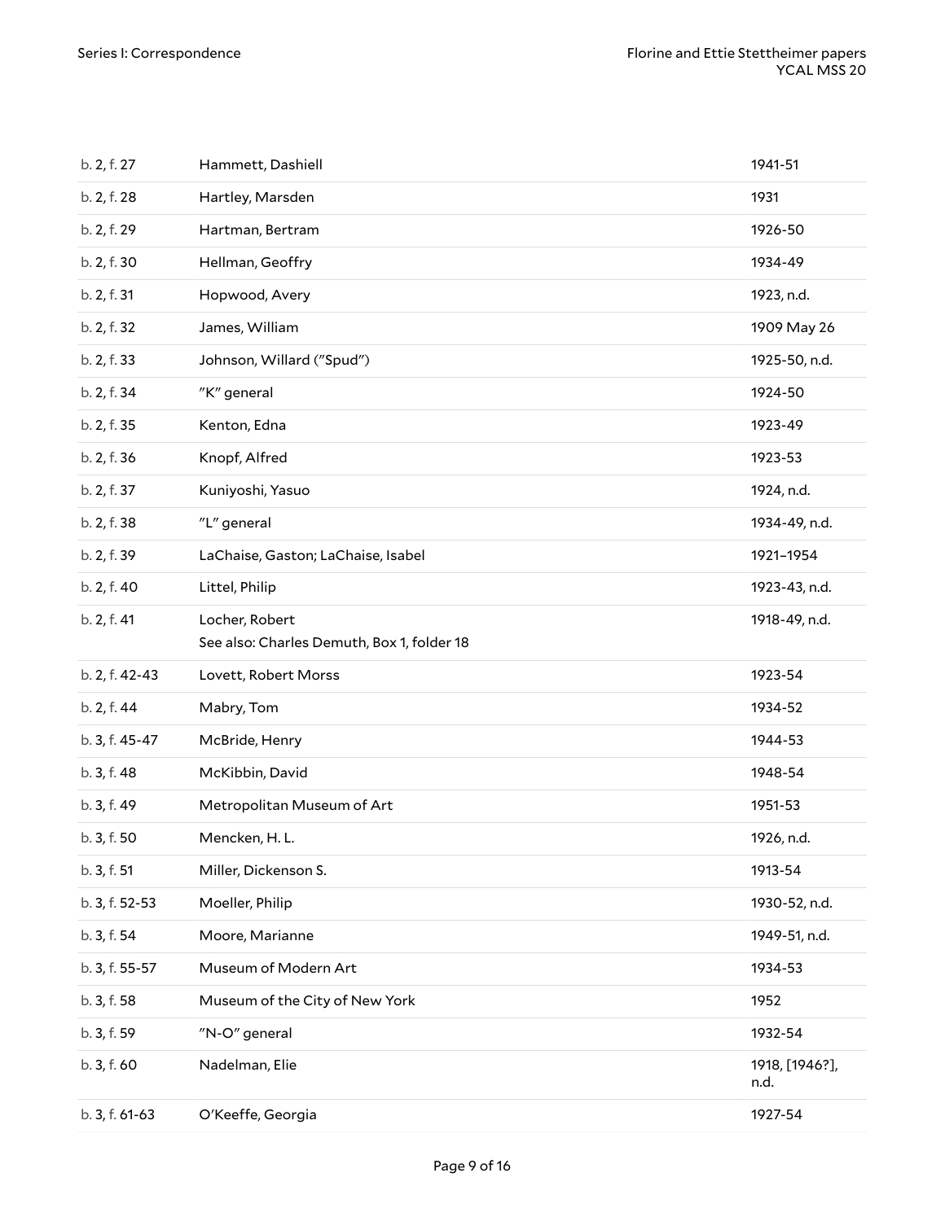| | | |
|---|---|---|
| b. 2, f. 27 | Hammett, Dashiell | 1941-51 |
| b. 2, f. 28 | Hartley, Marsden | 1931 |
| b. 2, f. 29 | Hartman, Bertram | 1926-50 |
| b. 2, f. 30 | Hellman, Geoffry | 1934-49 |
| b. 2, f. 31 | Hopwood, Avery | 1923, n.d. |
| b. 2, f. 32 | James, William | 1909 May 26 |
| b. 2, f. 33 | Johnson, Willard ("Spud") | 1925-50, n.d. |
| b. 2, f. 34 | "K" general | 1924-50 |
| b. 2, f. 35 | Kenton, Edna | 1923-49 |
| b. 2, f. 36 | Knopf, Alfred | 1923-53 |
| b. 2, f. 37 | Kuniyoshi, Yasuo | 1924, n.d. |
| b. 2, f. 38 | "L" general | 1934-49, n.d. |
| b. 2, f. 39 | LaChaise, Gaston; LaChaise, Isabel | 1921–1954 |
| b. 2, f. 40 | Littel, Philip | 1923-43, n.d. |
| b. 2, f. 41 | Locher, Robert<br>See also: Charles Demuth, Box 1, folder 18 | 1918-49, n.d. |
| b. 2, f. 42-43 | Lovett, Robert Morss | 1923-54 |
| b. 2, f. 44 | Mabry, Tom | 1934-52 |
| b. 3, f. 45-47 | McBride, Henry | 1944-53 |
| b. 3, f. 48 | McKibbin, David | 1948-54 |
| b. 3, f. 49 | Metropolitan Museum of Art | 1951-53 |
| b. 3, f. 50 | Mencken, H. L. | 1926, n.d. |
| b. 3, f. 51 | Miller, Dickenson S. | 1913-54 |
| b. 3, f. 52-53 | Moeller, Philip | 1930-52, n.d. |
| b. 3, f. 54 | Moore, Marianne | 1949-51, n.d. |
| b. 3, f. 55-57 | Museum of Modern Art | 1934-53 |
| b. 3, f. 58 | Museum of the City of New York | 1952 |
| b. 3, f. 59 | "N-O" general | 1932-54 |
| b. 3, f. 60 | Nadelman, Elie | 1918, [1946?], n.d. |
| b. 3, f. 61-63 | O'Keeffe, Georgia | 1927-54 |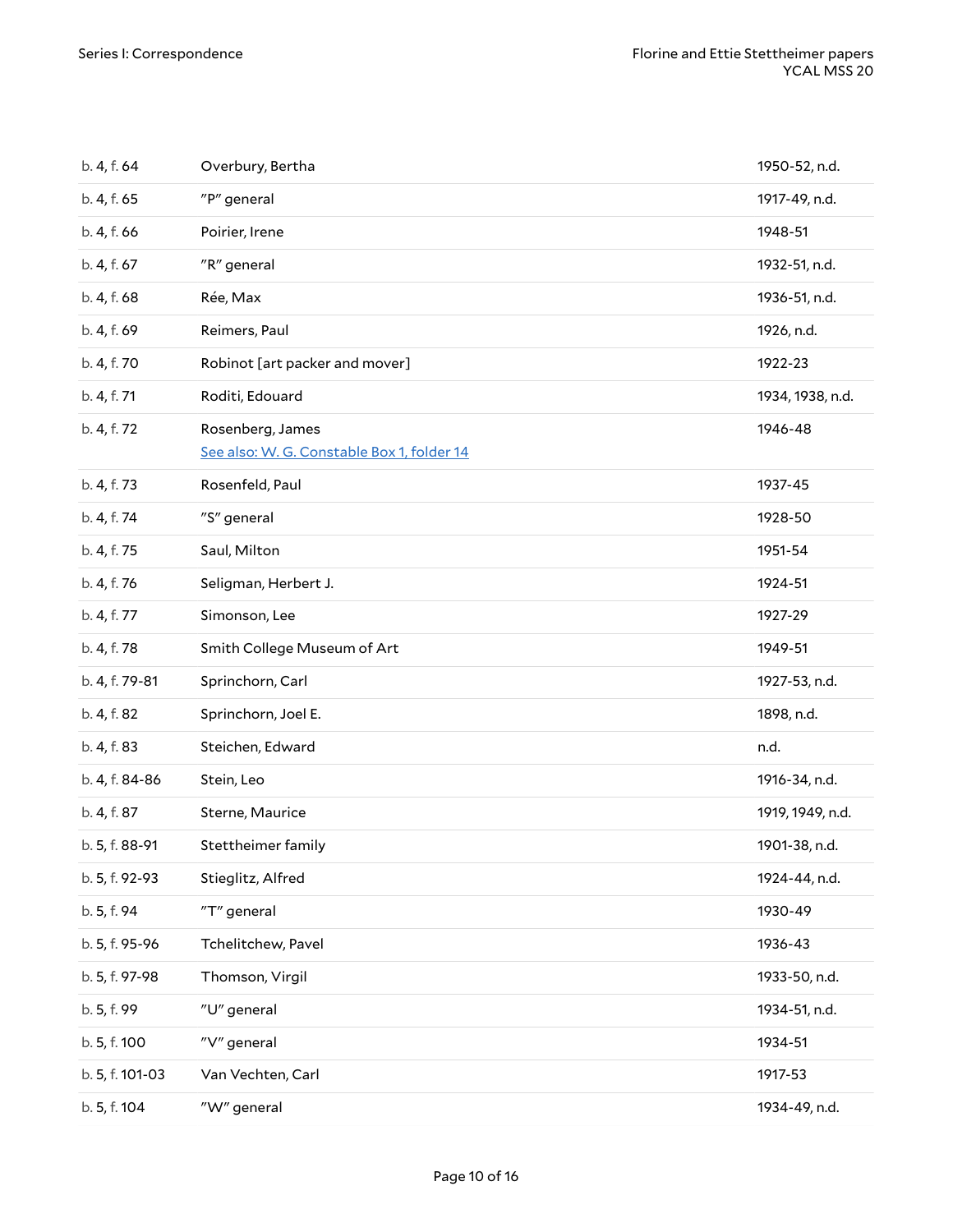| | | |
|---|---|---|
| b. 4, f. 64 | Overbury, Bertha | 1950-52, n.d. |
| b. 4, f. 65 | "P" general | 1917-49, n.d. |
| b. 4, f. 66 | Poirier, Irene | 1948-51 |
| b. 4, f. 67 | "R" general | 1932-51, n.d. |
| b. 4, f. 68 | Rée, Max | 1936-51, n.d. |
| b. 4, f. 69 | Reimers, Paul | 1926, n.d. |
| b. 4, f. 70 | Robinot [art packer and mover] | 1922-23 |
| b. 4, f. 71 | Roditi, Edouard | 1934, 1938, n.d. |
| b. 4, f. 72 | Rosenberg, James<br>See also: W. G. Constable Box 1, folder 14 | 1946-48 |
| b. 4, f. 73 | Rosenfeld, Paul | 1937-45 |
| b. 4, f. 74 | "S" general | 1928-50 |
| b. 4, f. 75 | Saul, Milton | 1951-54 |
| b. 4, f. 76 | Seligman, Herbert J. | 1924-51 |
| b. 4, f. 77 | Simonson, Lee | 1927-29 |
| b. 4, f. 78 | Smith College Museum of Art | 1949-51 |
| b. 4, f. 79-81 | Sprinchorn, Carl | 1927-53, n.d. |
| b. 4, f. 82 | Sprinchorn, Joel E. | 1898, n.d. |
| b. 4, f. 83 | Steichen, Edward | n.d. |
| b. 4, f. 84-86 | Stein, Leo | 1916-34, n.d. |
| b. 4, f. 87 | Sterne, Maurice | 1919, 1949, n.d. |
| b. 5, f. 88-91 | Stettheimer family | 1901-38, n.d. |
| b. 5, f. 92-93 | Stieglitz, Alfred | 1924-44, n.d. |
| b. 5, f. 94 | "T" general | 1930-49 |
| b. 5, f. 95-96 | Tchelitchew, Pavel | 1936-43 |
| b. 5, f. 97-98 | Thomson, Virgil | 1933-50, n.d. |
| b. 5, f. 99 | "U" general | 1934-51, n.d. |
| b. 5, f. 100 | "V" general | 1934-51 |
| b. 5, f. 101-03 | Van Vechten, Carl | 1917-53 |
| b. 5, f. 104 | "W" general | 1934-49, n.d. |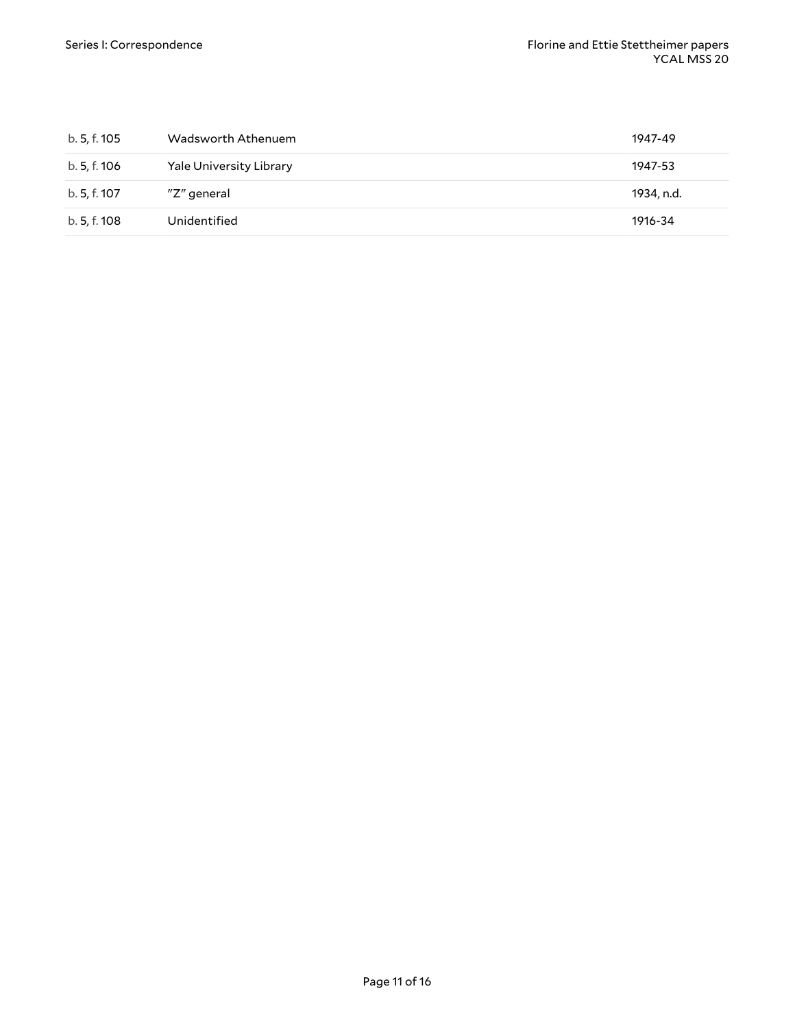| | | |
|---|---|---|
| b. 5, f. 105 | Wadsworth Athenuem | 1947-49 |
| b. 5, f. 106 | Yale University Library | 1947-53 |
| b. 5, f. 107 | "Z" general | 1934, n.d. |
| b. 5, f. 108 | Unidentified | 1916-34 |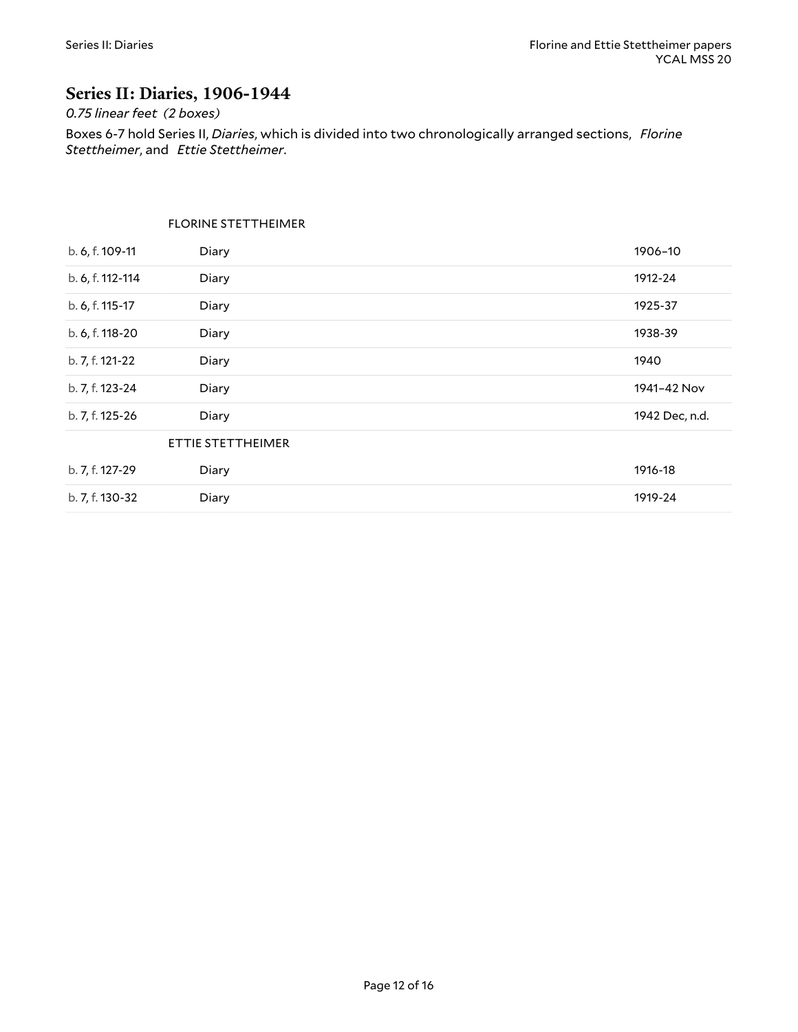## Series II: Diaries, 1906-1944

*0.75 linear feet (2 boxes)*

Boxes 6-7 hold Series II, *Diaries*, which is divided into two chronologically arranged sections, *Florine Stettheimer*, and *Ettie Stettheimer*.

| | | |
|---|---|---|
| | FLORINE STETTHEIMER | |
| b. 6, f. 109-11 | Diary | 1906–10 |
| b. 6, f. 112-114 | Diary | 1912-24 |
| b. 6, f. 115-17 | Diary | 1925-37 |
| b. 6, f. 118-20 | Diary | 1938-39 |
| b. 7, f. 121-22 | Diary | 1940 |
| b. 7, f. 123-24 | Diary | 1941–42 Nov |
| b. 7, f. 125-26 | Diary | 1942 Dec, n.d. |
| | ETTIE STETTHEIMER | |
| b. 7, f. 127-29 | Diary | 1916-18 |
| b. 7, f. 130-32 | Diary | 1919-24 |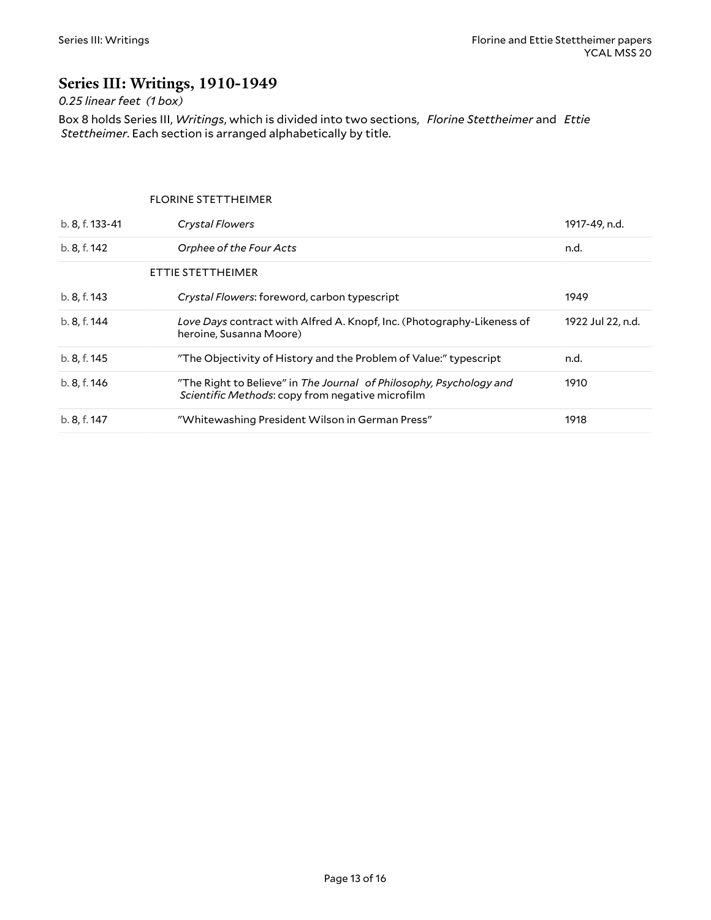## Series III: Writings, 1910-1949

*0.25 linear feet (1 box)*

Box 8 holds Series III, *Writings*, which is divided into two sections, *Florine Stettheimer* and *Ettie Stettheimer*. Each section is arranged alphabetically by title.

| | | |
|---|---|---|
| | FLORINE STETTHEIMER | |
| b. 8, f. 133-41 | *Crystal Flowers* | 1917-49, n.d. |
| b. 8, f. 142 | *Orphee of the Four Acts* | n.d. |
| | ETTIE STETTHEIMER | |
| b. 8, f. 143 | *Crystal Flowers*: foreword, carbon typescript | 1949 |
| b. 8, f. 144 | *Love Days* contract with Alfred A. Knopf, Inc. (Photography-Likeness of heroine, Susanna Moore) | 1922 Jul 22, n.d. |
| b. 8, f. 145 | "The Objectivity of History and the Problem of Value:" typescript | n.d. |
| b. 8, f. 146 | "The Right to Believe" in *The Journal of Philosophy, Psychology and Scientific Methods*: copy from negative microfilm | 1910 |
| b. 8, f. 147 | "Whitewashing President Wilson in German Press" | 1918 |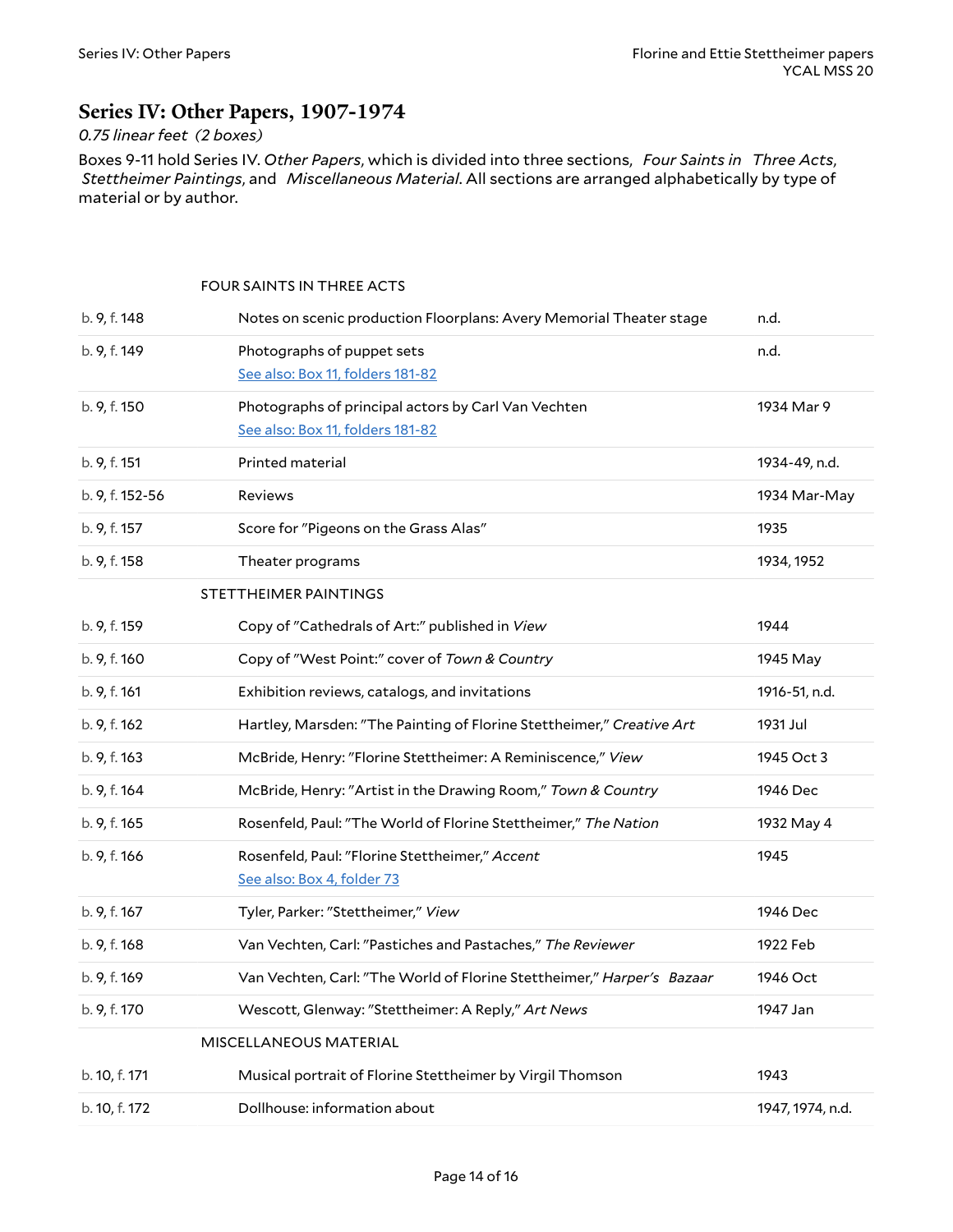## Series IV: Other Papers, 1907-1974

*0.75 linear feet (2 boxes)*

Boxes 9-11 hold Series IV. *Other Papers*, which is divided into three sections, *Four Saints in Three Acts*, *Stettheimer Paintings*, and *Miscellaneous Material*. All sections are arranged alphabetically by type of material or by author.

| | | |
|---|---|---|
| | FOUR SAINTS IN THREE ACTS | |
| b. 9, f. 148 | Notes on scenic production Floorplans: Avery Memorial Theater stage | n.d. |
| b. 9, f. 149 | Photographs of puppet sets<br>See also: Box 11, folders 181-82 | n.d. |
| b. 9, f. 150 | Photographs of principal actors by Carl Van Vechten<br>See also: Box 11, folders 181-82 | 1934 Mar 9 |
| b. 9, f. 151 | Printed material | 1934-49, n.d. |
| b. 9, f. 152-56 | Reviews | 1934 Mar-May |
| b. 9, f. 157 | Score for "Pigeons on the Grass Alas" | 1935 |
| b. 9, f. 158 | Theater programs | 1934, 1952 |
| | STETTHEIMER PAINTINGS | |
| b. 9, f. 159 | Copy of "Cathedrals of Art:" published in *View* | 1944 |
| b. 9, f. 160 | Copy of "West Point:" cover of *Town & Country* | 1945 May |
| b. 9, f. 161 | Exhibition reviews, catalogs, and invitations | 1916-51, n.d. |
| b. 9, f. 162 | Hartley, Marsden: "The Painting of Florine Stettheimer," *Creative Art* | 1931 Jul |
| b. 9, f. 163 | McBride, Henry: "Florine Stettheimer: A Reminiscence," *View* | 1945 Oct 3 |
| b. 9, f. 164 | McBride, Henry: "Artist in the Drawing Room," *Town & Country* | 1946 Dec |
| b. 9, f. 165 | Rosenfeld, Paul: "The World of Florine Stettheimer," *The Nation* | 1932 May 4 |
| b. 9, f. 166 | Rosenfeld, Paul: "Florine Stettheimer," *Accent*<br>See also: Box 4, folder 73 | 1945 |
| b. 9, f. 167 | Tyler, Parker: "Stettheimer," *View* | 1946 Dec |
| b. 9, f. 168 | Van Vechten, Carl: "Pastiches and Pastaches," *The Reviewer* | 1922 Feb |
| b. 9, f. 169 | Van Vechten, Carl: "The World of Florine Stettheimer," *Harper's Bazaar* | 1946 Oct |
| b. 9, f. 170 | Wescott, Glenway: "Stettheimer: A Reply," *Art News* | 1947 Jan |
| | MISCELLANEOUS MATERIAL | |
| b. 10, f. 171 | Musical portrait of Florine Stettheimer by Virgil Thomson | 1943 |
| b. 10, f. 172 | Dollhouse: information about | 1947, 1974, n.d. |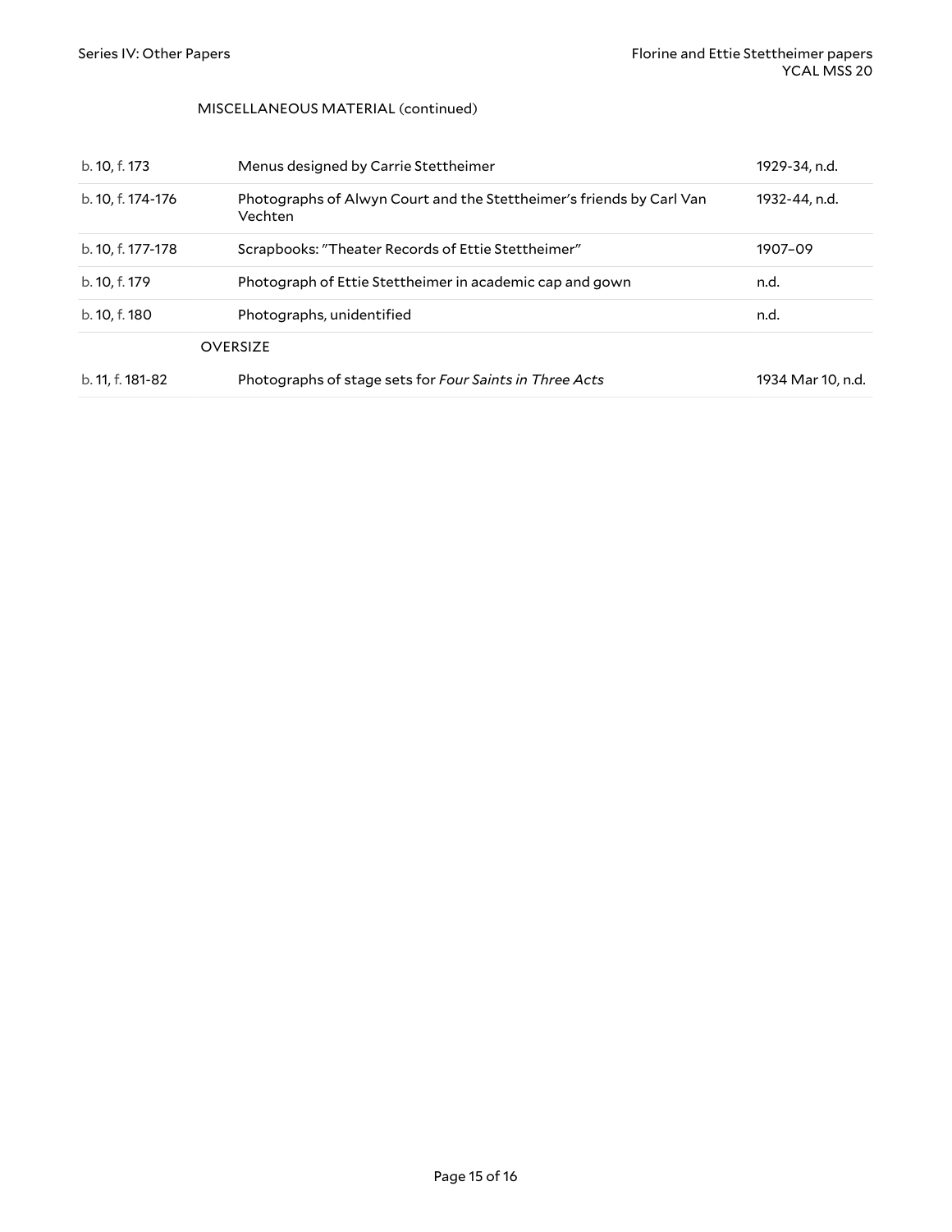MISCELLANEOUS MATERIAL (continued)

| | | |
|---|---|---|
| b. 10, f. 173 | Menus designed by Carrie Stettheimer | 1929-34, n.d. |
| b. 10, f. 174-176 | Photographs of Alwyn Court and the Stettheimer's friends by Carl Van Vechten | 1932-44, n.d. |
| b. 10, f. 177-178 | Scrapbooks: "Theater Records of Ettie Stettheimer" | 1907–09 |
| b. 10, f. 179 | Photograph of Ettie Stettheimer in academic cap and gown | n.d. |
| b. 10, f. 180 | Photographs, unidentified | n.d. |

OVERSIZE

| | | |
|---|---|---|
| b. 11, f. 181-82 | Photographs of stage sets for *Four Saints in Three Acts* | 1934 Mar 10, n.d. |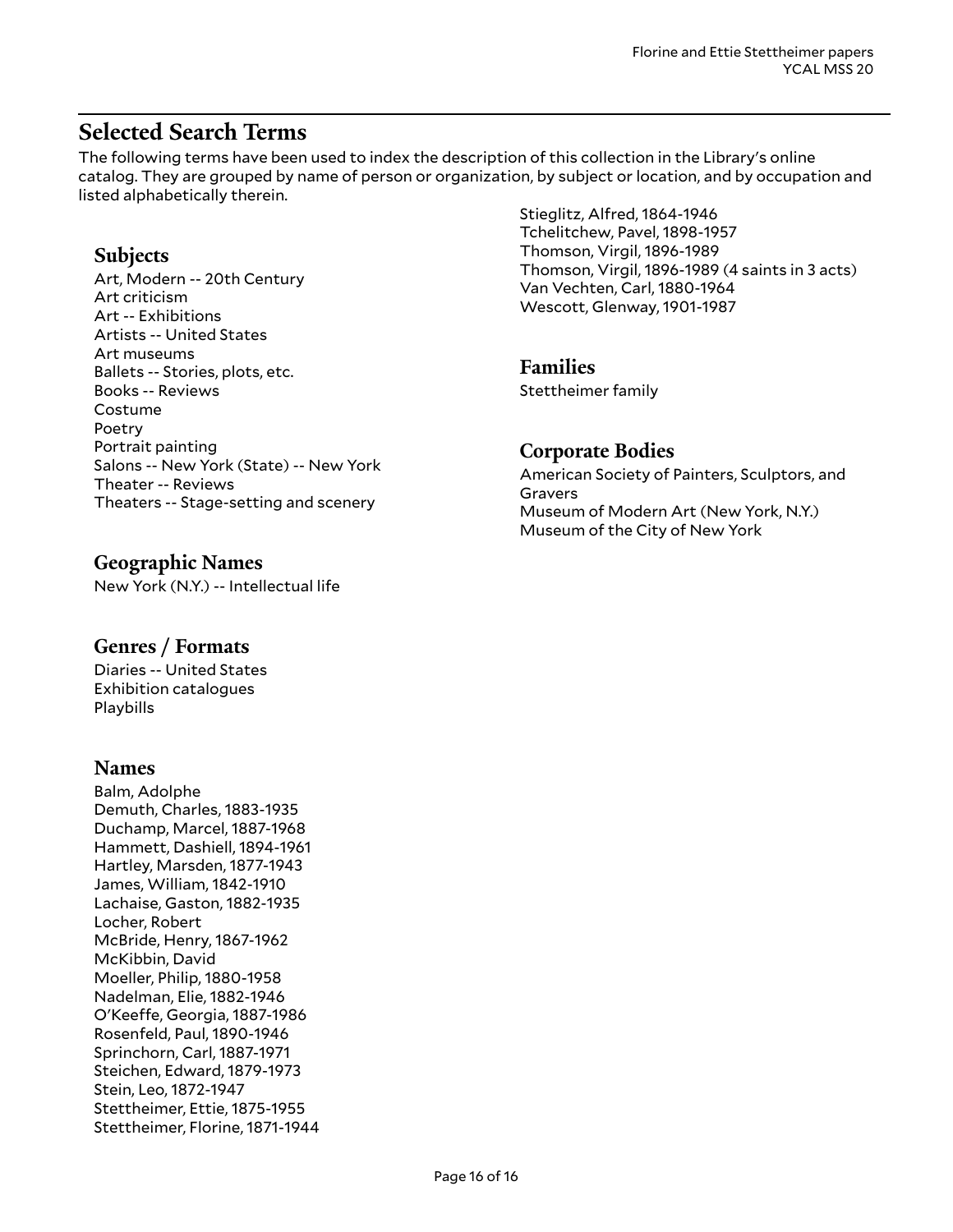## Selected Search Terms

The following terms have been used to index the description of this collection in the Library's online catalog. They are grouped by name of person or organization, by subject or location, and by occupation and listed alphabetically therein.

### Subjects

Art, Modern -- 20th Century
Art criticism
Art -- Exhibitions
Artists -- United States
Art museums
Ballets -- Stories, plots, etc.
Books -- Reviews
Costume
Poetry
Portrait painting
Salons -- New York (State) -- New York
Theater -- Reviews
Theaters -- Stage-setting and scenery

### Geographic Names

New York (N.Y.) -- Intellectual life

### Genres / Formats

Diaries -- United States
Exhibition catalogues
Playbills

### Names

Balm, Adolphe
Demuth, Charles, 1883-1935
Duchamp, Marcel, 1887-1968
Hammett, Dashiell, 1894-1961
Hartley, Marsden, 1877-1943
James, William, 1842-1910
Lachaise, Gaston, 1882-1935
Locher, Robert
McBride, Henry, 1867-1962
McKibbin, David
Moeller, Philip, 1880-1958
Nadelman, Elie, 1882-1946
O'Keeffe, Georgia, 1887-1986
Rosenfeld, Paul, 1890-1946
Sprinchorn, Carl, 1887-1971
Steichen, Edward, 1879-1973
Stein, Leo, 1872-1947
Stettheimer, Ettie, 1875-1955
Stettheimer, Florine, 1871-1944
Stieglitz, Alfred, 1864-1946
Tchelitchew, Pavel, 1898-1957
Thomson, Virgil, 1896-1989
Thomson, Virgil, 1896-1989 (4 saints in 3 acts)
Van Vechten, Carl, 1880-1964
Wescott, Glenway, 1901-1987

### Families

Stettheimer family

### Corporate Bodies

American Society of Painters, Sculptors, and Gravers
Museum of Modern Art (New York, N.Y.)
Museum of the City of New York